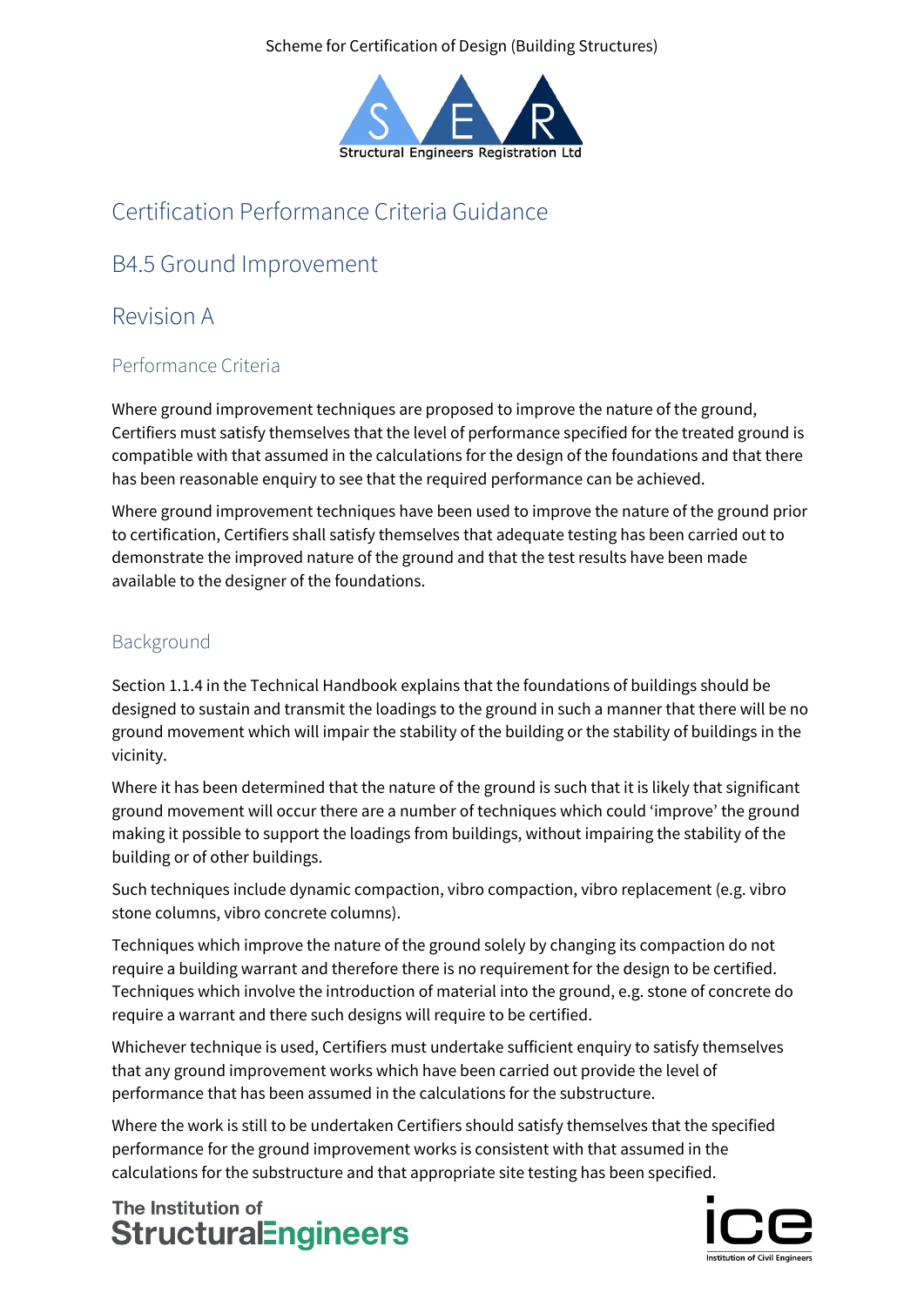Scheme for Certification of Design (Building Structures)

# Certification Performance Criteria Guidance

## B4.5 Ground Improvement

## Revision A

### Performance Criteria

Where ground improvement techniques are proposed to improve the nature of the ground, Certifiers must satisfy themselves that the level of performance specified for the treated ground is compatible with that assumed in the calculations for the design of the foundations and that there has been reasonable enquiry to see that the required performance can be achieved.

Where ground improvement techniques have been used to improve the nature of the ground prior to certification, Certifiers shall satisfy themselves that adequate testing has been carried out to demonstrate the improved nature of the ground and that the test results have been made available to the designer of the foundations.

### Background

Section 1.1.4 in the Technical Handbook explains that the foundations of buildings should be designed to sustain and transmit the loadings to the ground in such a manner that there will be no ground movement which will impair the stability of the building or the stability of buildings in the vicinity.

Where it has been determined that the nature of the ground is such that it is likely that significant ground movement will occur there are a number of techniques which could 'improve' the ground making it possible to support the loadings from buildings, without impairing the stability of the building or of other buildings.

Such techniques include dynamic compaction, vibro compaction, vibro replacement (e.g. vibro stone columns, vibro concrete columns).

Techniques which improve the nature of the ground solely by changing its compaction do not require a building warrant and therefore there is no requirement for the design to be certified. Techniques which involve the introduction of material into the ground, e.g. stone of concrete do require a warrant and there such designs will require to be certified.

Whichever technique is used, Certifiers must undertake sufficient enquiry to satisfy themselves that any ground improvement works which have been carried out provide the level of performance that has been assumed in the calculations for the substructure.

Where the work is still to be undertaken Certifiers should satisfy themselves that the specified performance for the ground improvement works is consistent with that assumed in the calculations for the substructure and that appropriate site testing has been specified.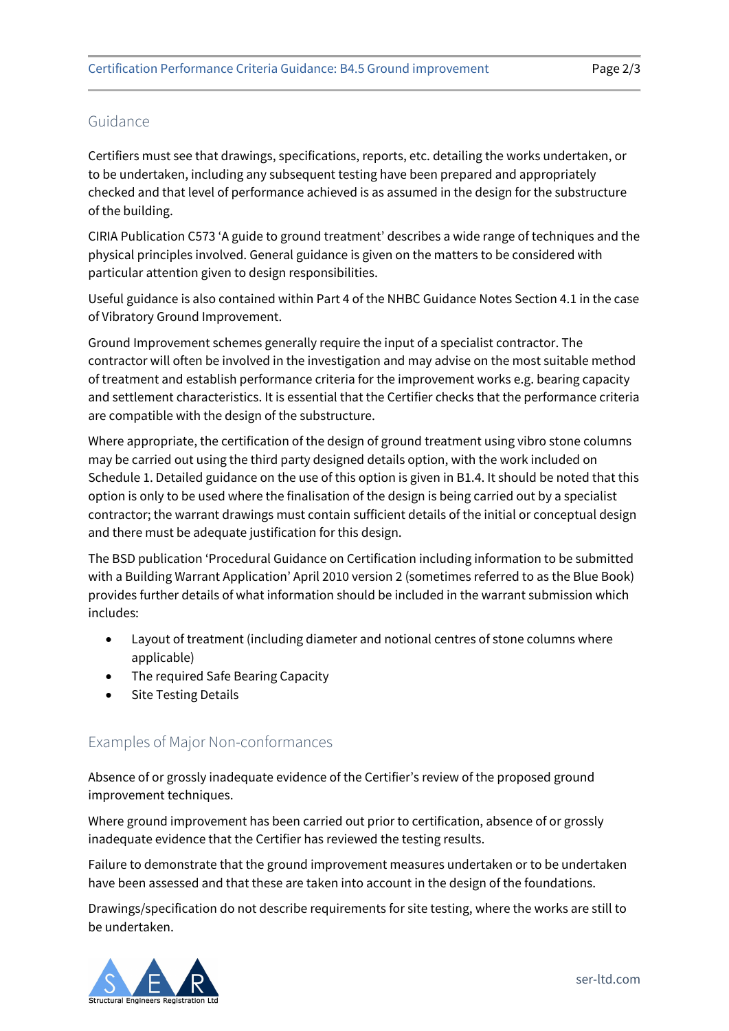## Guidance

Certifiers must see that drawings, specifications, reports, etc. detailing the works undertaken, or to be undertaken, including any subsequent testing have been prepared and appropriately checked and that level of performance achieved is as assumed in the design for the substructure of the building.

CIRIA Publication C573 'A guide to ground treatment' describes a wide range of techniques and the physical principles involved. General guidance is given on the matters to be considered with particular attention given to design responsibilities.

Useful guidance is also contained within Part 4 of the NHBC Guidance Notes Section 4.1 in the case of Vibratory Ground Improvement.

Ground Improvement schemes generally require the input of a specialist contractor. The contractor will often be involved in the investigation and may advise on the most suitable method of treatment and establish performance criteria for the improvement works e.g. bearing capacity and settlement characteristics. It is essential that the Certifier checks that the performance criteria are compatible with the design of the substructure.

Where appropriate, the certification of the design of ground treatment using vibro stone columns may be carried out using the third party designed details option, with the work included on Schedule 1. Detailed guidance on the use of this option is given in B1.4. It should be noted that this option is only to be used where the finalisation of the design is being carried out by a specialist contractor; the warrant drawings must contain sufficient details of the initial or conceptual design and there must be adequate justification for this design.

The BSD publication 'Procedural Guidance on Certification including information to be submitted with a Building Warrant Application' April 2010 version 2 (sometimes referred to as the Blue Book) provides further details of what information should be included in the warrant submission which includes:

- Layout of treatment (including diameter and notional centres of stone columns where applicable)
- The required Safe Bearing Capacity
- Site Testing Details

## Examples of Major Non-conformances

Absence of or grossly inadequate evidence of the Certifier's review of the proposed ground improvement techniques.

Where ground improvement has been carried out prior to certification, absence of or grossly inadequate evidence that the Certifier has reviewed the testing results.

Failure to demonstrate that the ground improvement measures undertaken or to be undertaken have been assessed and that these are taken into account in the design of the foundations.

Drawings/specification do not describe requirements for site testing, where the works are still to be undertaken.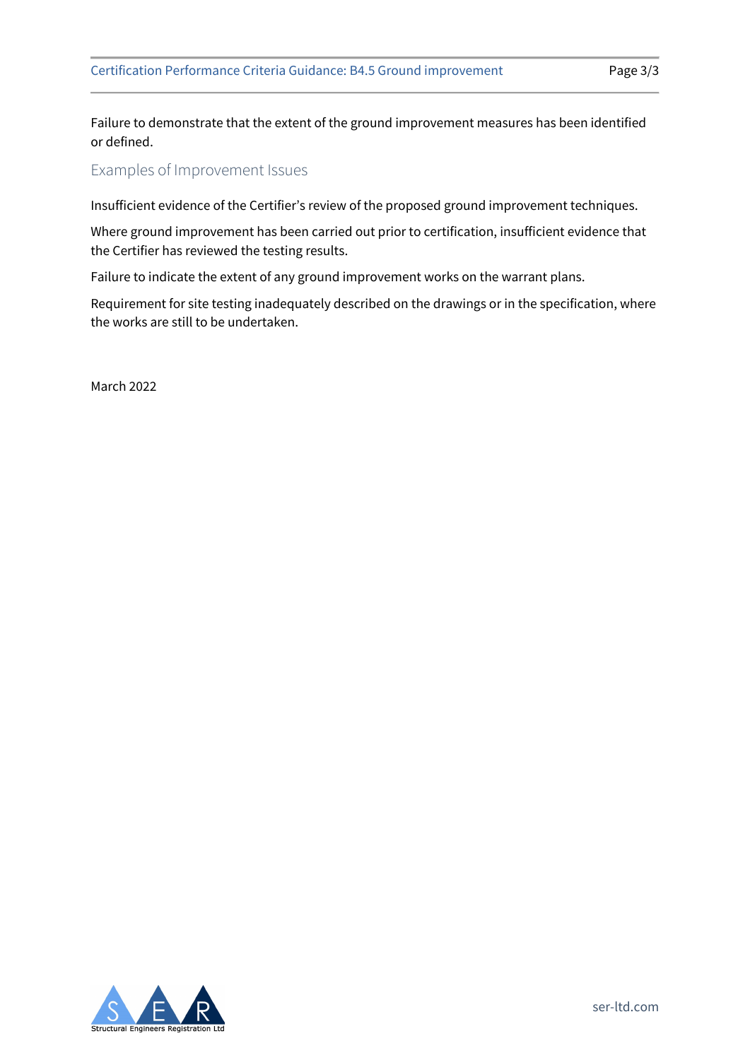Failure to demonstrate that the extent of the ground improvement measures has been identified or defined.

## Examples of Improvement Issues

Insufficient evidence of the Certifier's review of the proposed ground improvement techniques.

Where ground improvement has been carried out prior to certification, insufficient evidence that the Certifier has reviewed the testing results.

Failure to indicate the extent of any ground improvement works on the warrant plans.

Requirement for site testing inadequately described on the drawings or in the specification, where the works are still to be undertaken.

March 2022